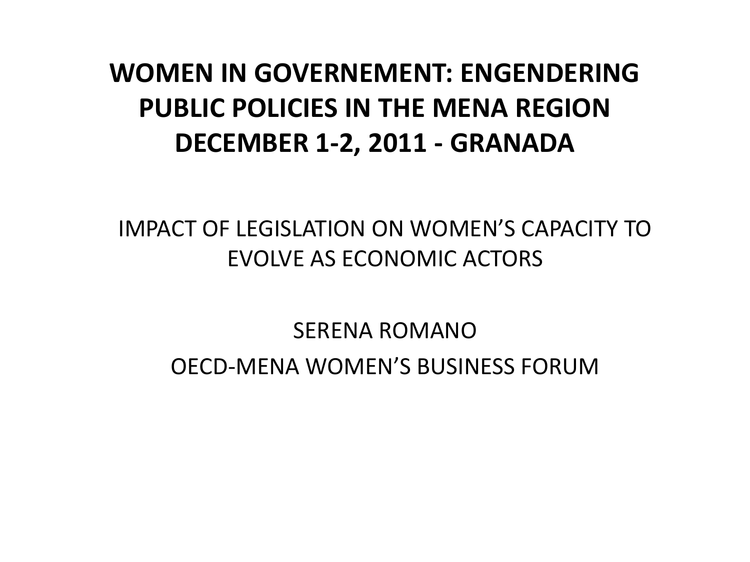# WOMEN IN GOVERNEMENT: ENGENDERING PUBLIC POLICIES IN THE MENA REGION DECEMBER 1-2, 2011 - GRANADA

IMPACT OF LEGISLATION ON WOMEN'S CAPACITY TO EVOLVE AS ECONOMIC ACTORS

SERENA ROMANO

OECD-MENA WOMEN'S BUSINESS FORUM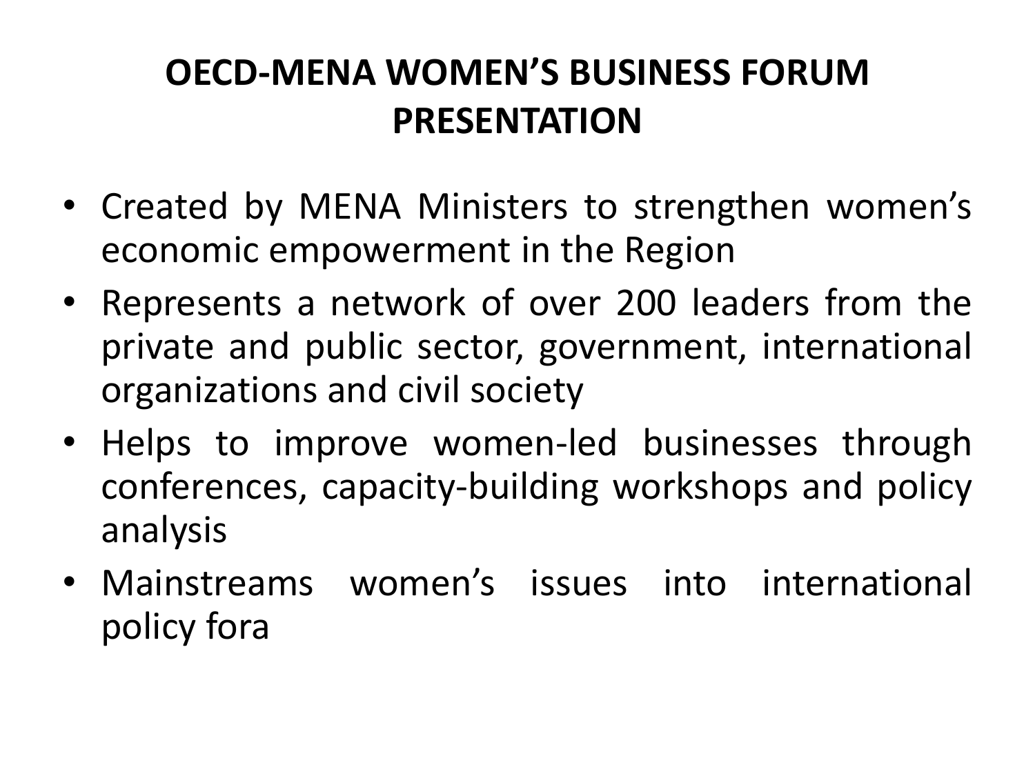# OECD-MENA WOMEN'S BUSINESS FORUM PRESENTATION

- Created by MENA Ministers to strengthen women's economic empowerment in the Region
- Represents a network of over 200 leaders from the private and public sector, government, international organizations and civil society
- Helps to improve women-led businesses through conferences, capacity-building workshops and policy analysis
- Mainstreams women's issues into international policy fora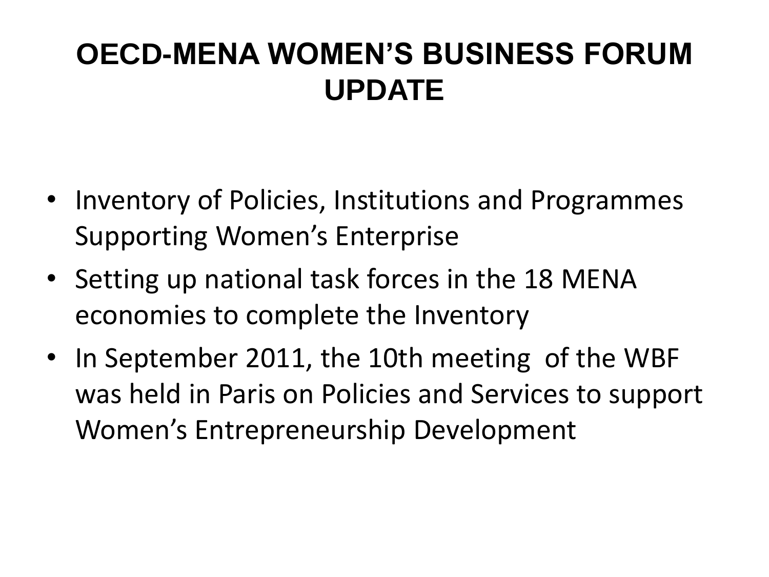# OECD-MENA WOMEN'S BUSINESS FORUM UPDATE

- Inventory of Policies, Institutions and Programmes Supporting Women's Enterprise
- Setting up national task forces in the 18 MENA economies to complete the Inventory
- In September 2011, the 10th meeting of the WBF was held in Paris on Policies and Services to support Women's Entrepreneurship Development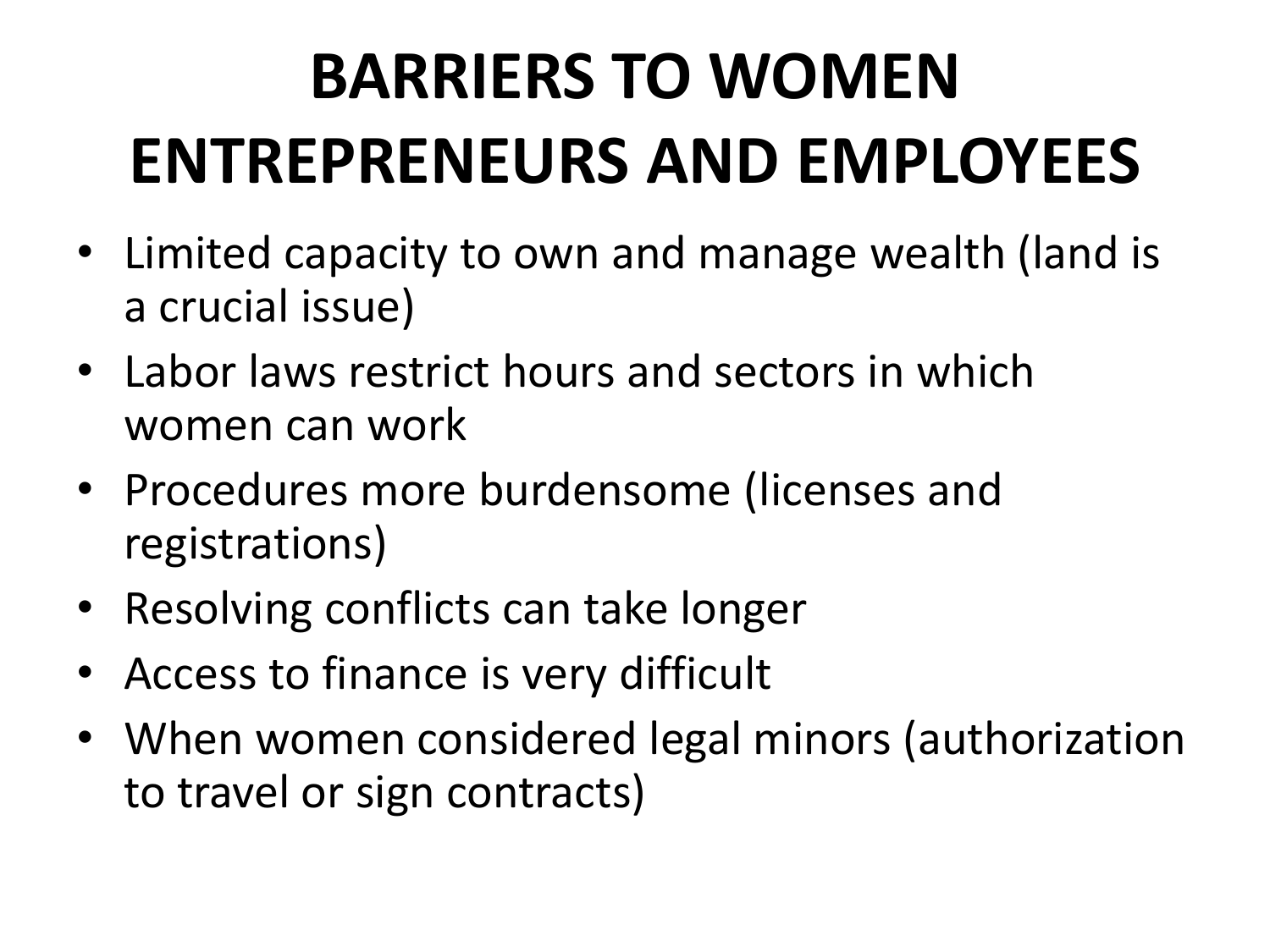# BARRIERS TO WOMEN ENTREPRENEURS AND EMPLOYEES

- Limited capacity to own and manage wealth (land is a crucial issue)
- Labor laws restrict hours and sectors in which women can work
- Procedures more burdensome (licenses and registrations)
- Resolving conflicts can take longer
- Access to finance is very difficult
- When women considered legal minors (authorization to travel or sign contracts)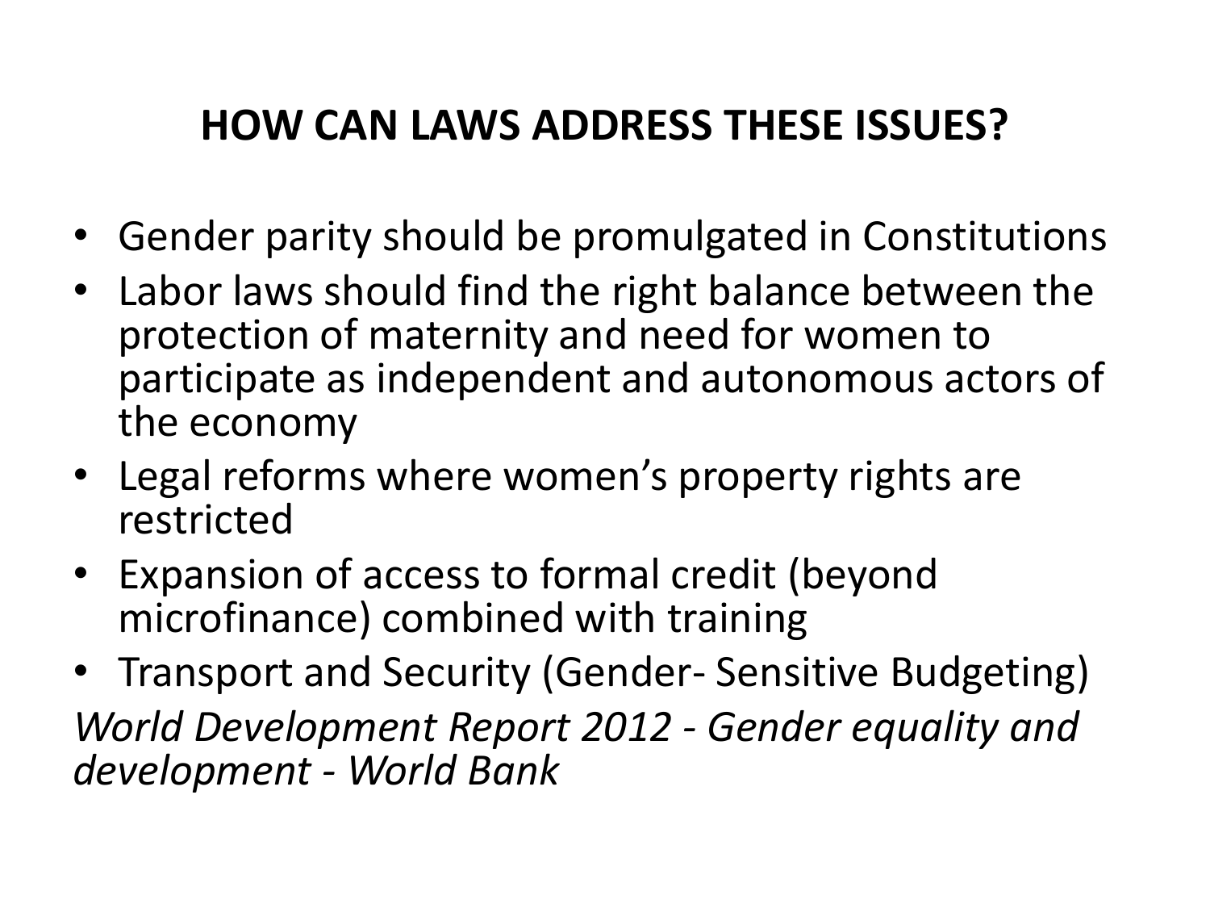## HOW CAN LAWS ADDRESS THESE ISSUES?

- Gender parity should be promulgated in Constitutions
- Labor laws should find the right balance between the protection of maternity and need for women to participate as independent and autonomous actors of the economy
- Legal reforms where women's property rights are restricted
- Expansion of access to formal credit (beyond microfinance) combined with training
- Transport and Security (Gender- Sensitive Budgeting)

*World Development Report 2012 - Gender equality and development - World Bank*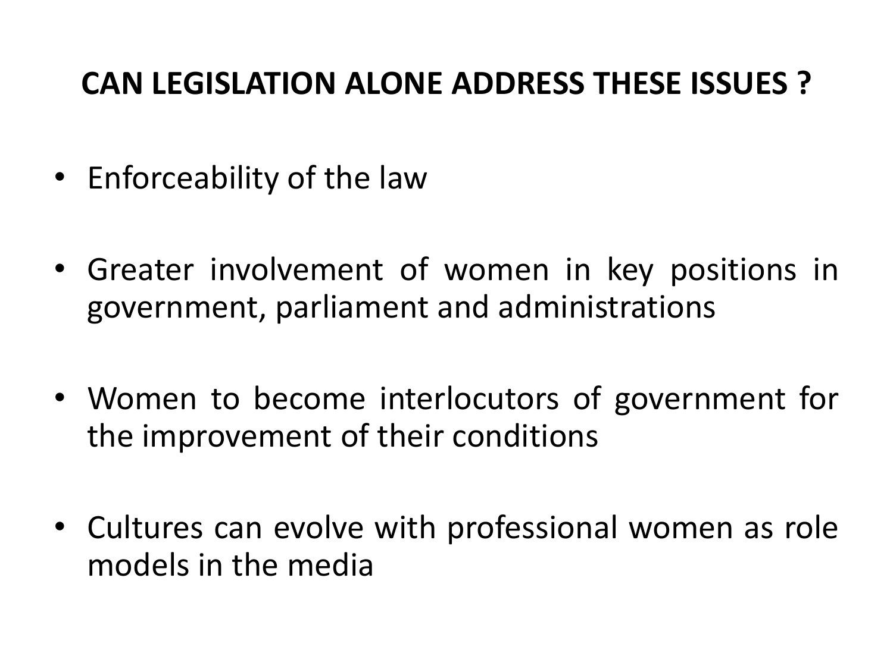## CAN LEGISLATION ALONE ADDRESS THESE ISSUES ?

- Enforceability of the law
- Greater involvement of women in key positions in government, parliament and administrations
- Women to become interlocutors of government for the improvement of their conditions
- Cultures can evolve with professional women as role models in the media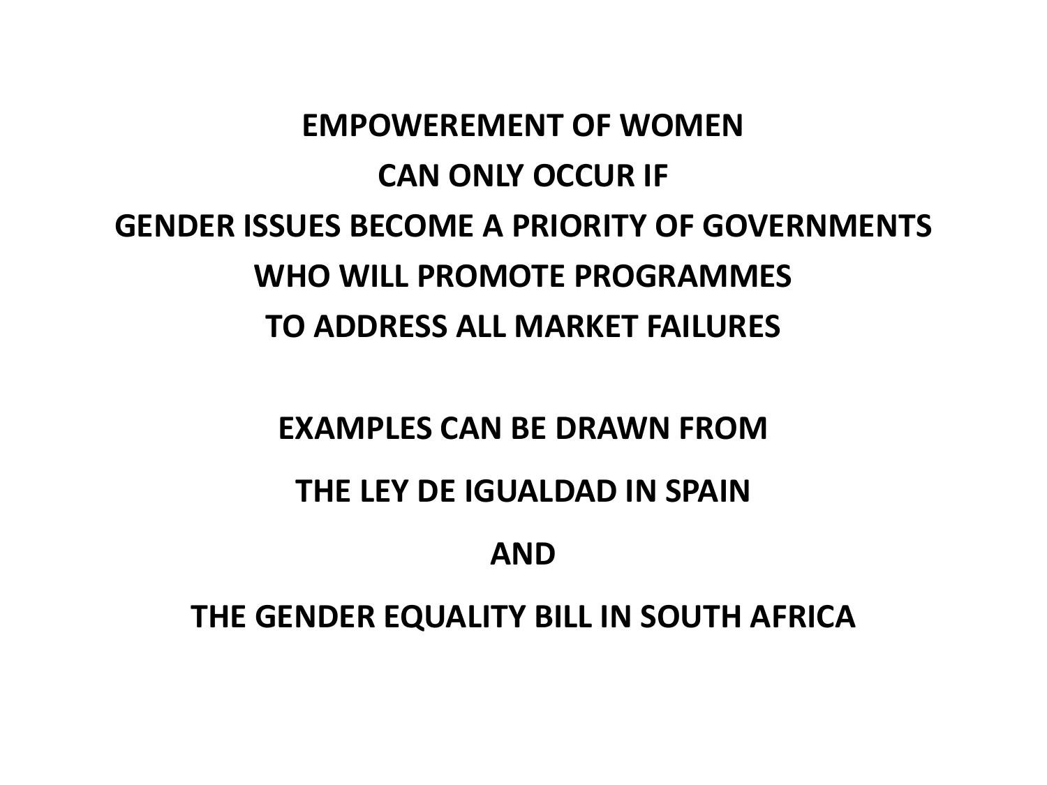**EMPOWEREMENT OF WOMEN**

**CAN ONLY OCCUR IF**

**GENDER ISSUES BECOME A PRIORITY OF GOVERNMENTS**

**WHO WILL PROMOTE PROGRAMMES**

**TO ADDRESS ALL MARKET FAILURES**

**EXAMPLES CAN BE DRAWN FROM**

**THE LEY DE IGUALDAD IN SPAIN**

**AND**

**THE GENDER EQUALITY BILL IN SOUTH AFRICA**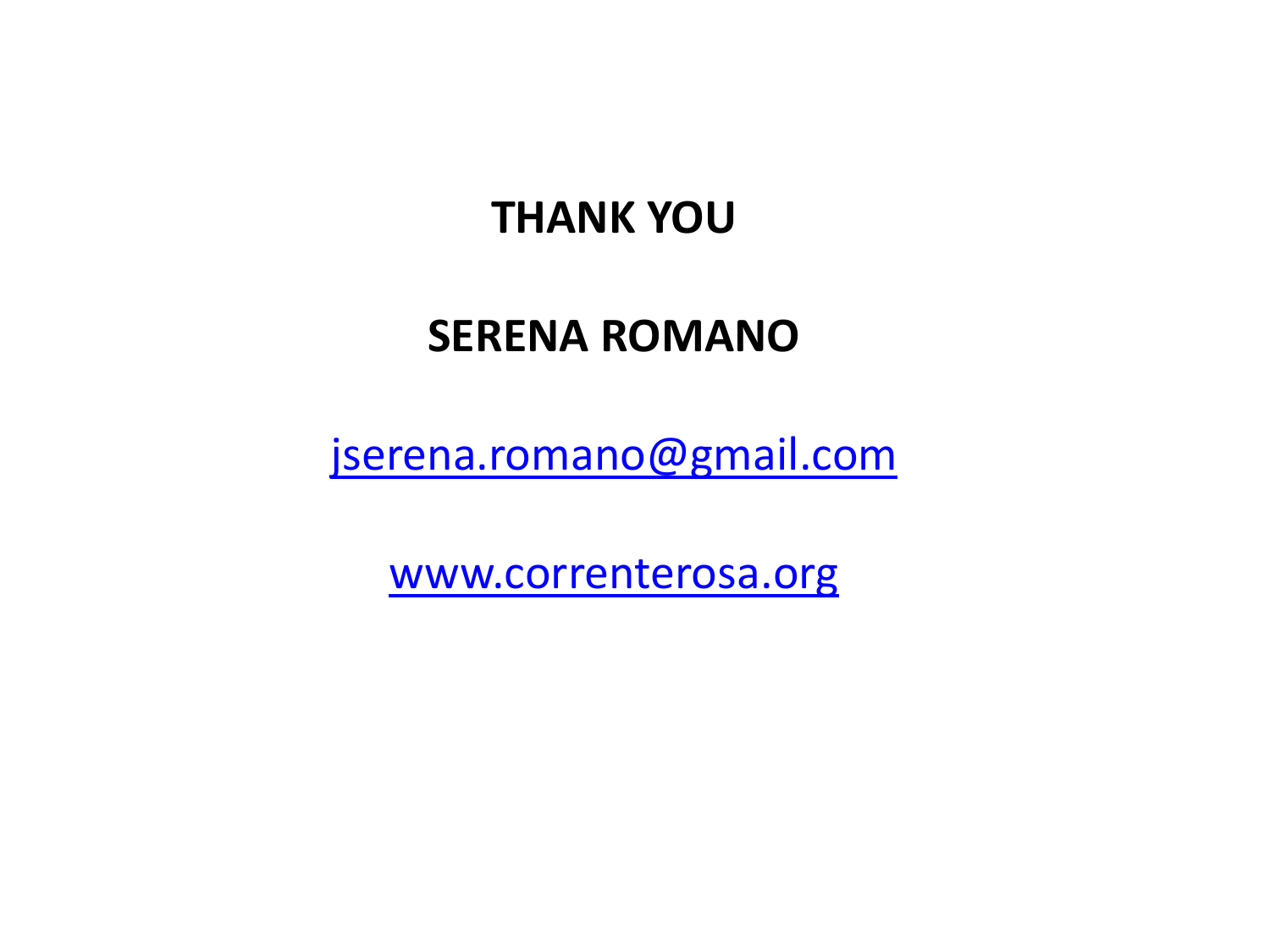**THANK YOU**

**SERENA ROMANO**

[jserena.romano@gmail.com](mailto:jserena.romano@gmail.com)

[www.correnterosa.org](http://www.correnterosa.org)